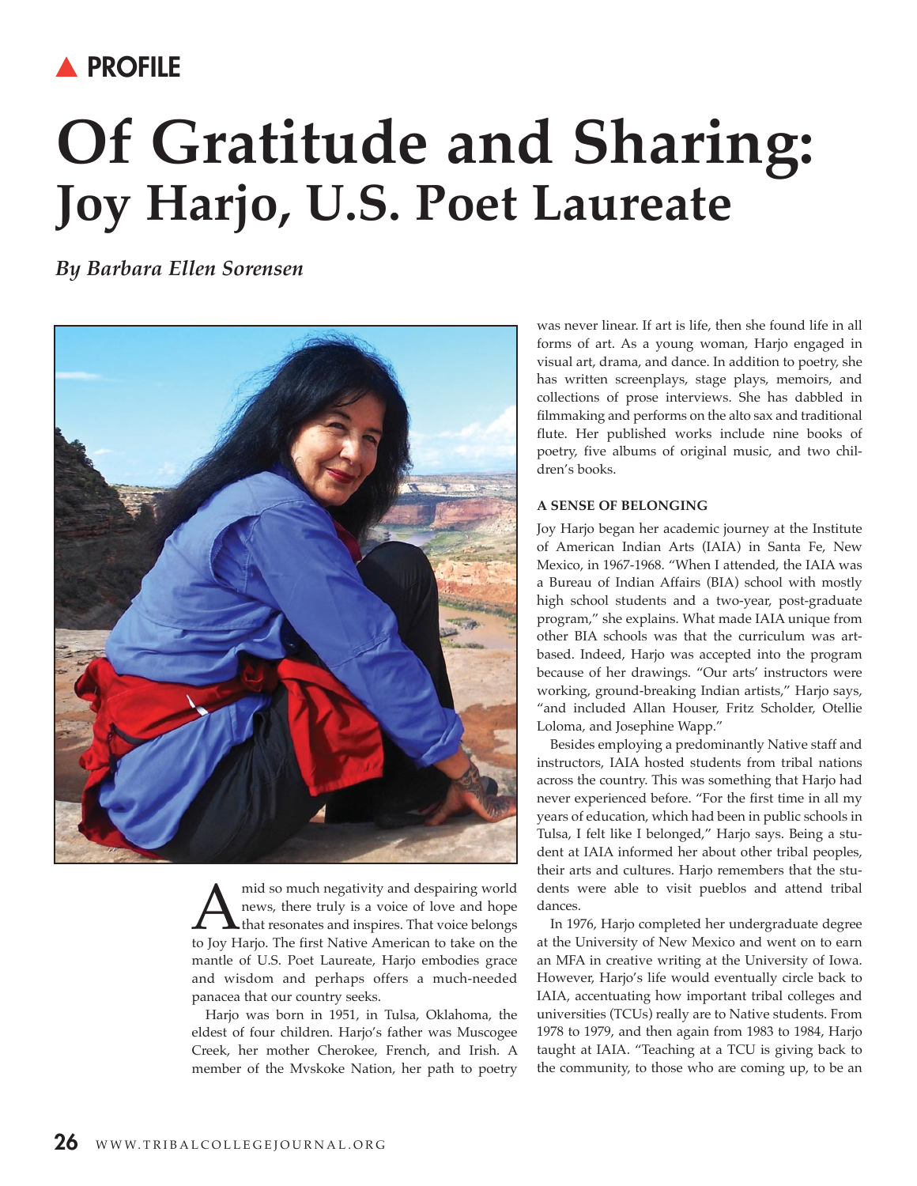▲ PROFILE

# Of Gratitude and Sharing: Joy Harjo, U.S. Poet Laureate

*By Barbara Ellen Sorensen*

Amid so much negativity and despairing world news, there truly is a voice of love and hope that resonates and inspires. That voice belongs to Joy Harjo. The first Native American to take on the mantle of U.S. Poet Laureate, Harjo embodies grace and wisdom and perhaps offers a much-needed panacea that our country seeks.

Harjo was born in 1951, in Tulsa, Oklahoma, the eldest of four children. Harjo's father was Muscogee Creek, her mother Cherokee, French, and Irish. A member of the Mvskoke Nation, her path to poetry was never linear. If art is life, then she found life in all forms of art. As a young woman, Harjo engaged in visual art, drama, and dance. In addition to poetry, she has written screenplays, stage plays, memoirs, and collections of prose interviews. She has dabbled in filmmaking and performs on the alto sax and traditional flute. Her published works include nine books of poetry, five albums of original music, and two children's books.

## A SENSE OF BELONGING

Joy Harjo began her academic journey at the Institute of American Indian Arts (IAIA) in Santa Fe, New Mexico, in 1967-1968. "When I attended, the IAIA was a Bureau of Indian Affairs (BIA) school with mostly high school students and a two-year, post-graduate program," she explains. What made IAIA unique from other BIA schools was that the curriculum was art-based. Indeed, Harjo was accepted into the program because of her drawings. "Our arts' instructors were working, ground-breaking Indian artists," Harjo says, "and included Allan Houser, Fritz Scholder, Otellie Loloma, and Josephine Wapp."

Besides employing a predominantly Native staff and instructors, IAIA hosted students from tribal nations across the country. This was something that Harjo had never experienced before. "For the first time in all my years of education, which had been in public schools in Tulsa, I felt like I belonged," Harjo says. Being a student at IAIA informed her about other tribal peoples, their arts and cultures. Harjo remembers that the students were able to visit pueblos and attend tribal dances.

In 1976, Harjo completed her undergraduate degree at the University of New Mexico and went on to earn an MFA in creative writing at the University of Iowa. However, Harjo's life would eventually circle back to IAIA, accentuating how important tribal colleges and universities (TCUs) really are to Native students. From 1978 to 1979, and then again from 1983 to 1984, Harjo taught at IAIA. "Teaching at a TCU is giving back to the community, to those who are coming up, to be an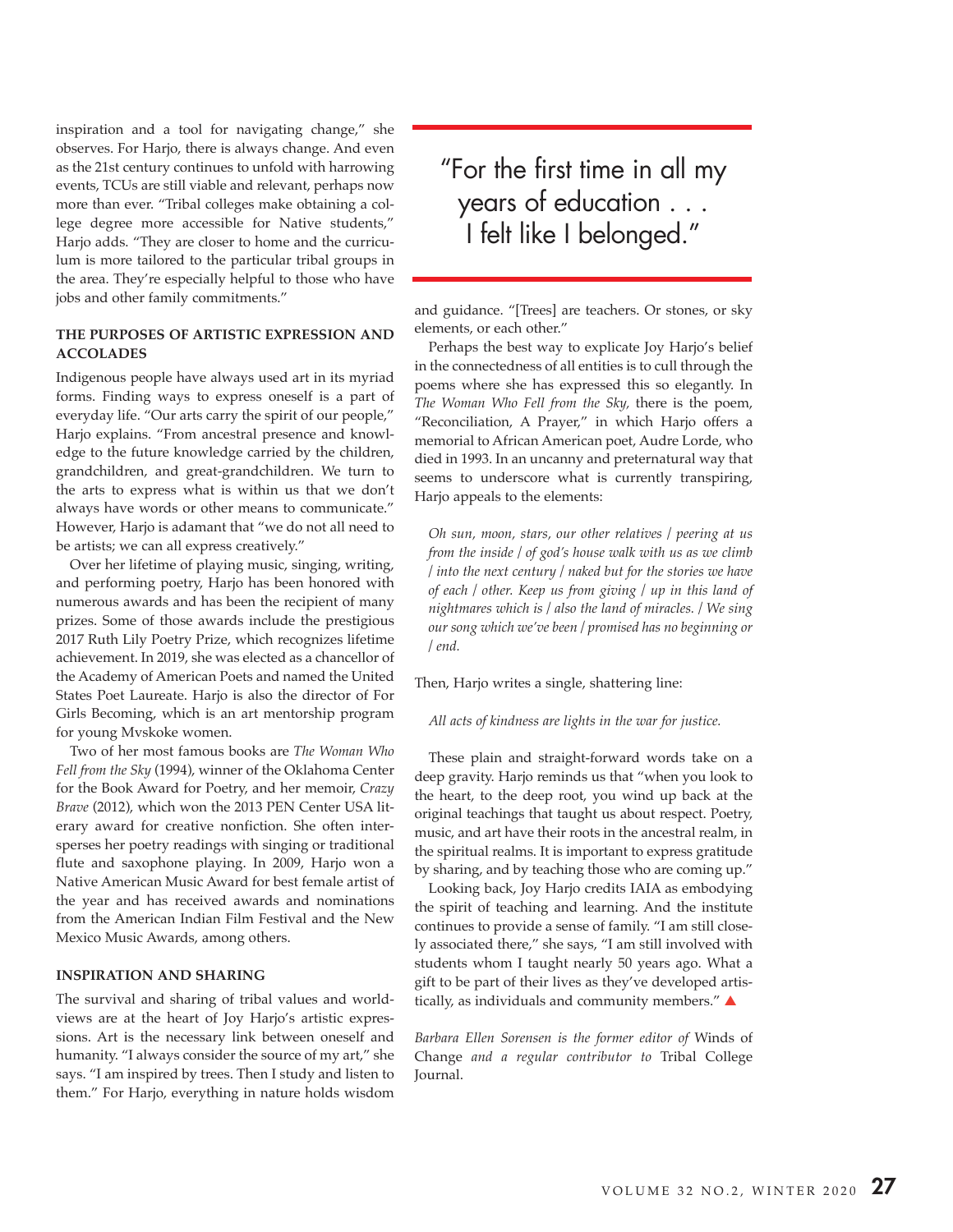inspiration and a tool for navigating change," she observes. For Harjo, there is always change. And even as the 21st century continues to unfold with harrowing events, TCUs are still viable and relevant, perhaps now more than ever. "Tribal colleges make obtaining a college degree more accessible for Native students," Harjo adds. "They are closer to home and the curriculum is more tailored to the particular tribal groups in the area. They're especially helpful to those who have jobs and other family commitments."

### THE PURPOSES OF ARTISTIC EXPRESSION AND ACCOLADES

Indigenous people have always used art in its myriad forms. Finding ways to express oneself is a part of everyday life. "Our arts carry the spirit of our people," Harjo explains. "From ancestral presence and knowledge to the future knowledge carried by the children, grandchildren, and great-grandchildren. We turn to the arts to express what is within us that we don't always have words or other means to communicate." However, Harjo is adamant that "we do not all need to be artists; we can all express creatively."

Over her lifetime of playing music, singing, writing, and performing poetry, Harjo has been honored with numerous awards and has been the recipient of many prizes. Some of those awards include the prestigious 2017 Ruth Lily Poetry Prize, which recognizes lifetime achievement. In 2019, she was elected as a chancellor of the Academy of American Poets and named the United States Poet Laureate. Harjo is also the director of For Girls Becoming, which is an art mentorship program for young Mvskoke women.

Two of her most famous books are *The Woman Who Fell from the Sky* (1994), winner of the Oklahoma Center for the Book Award for Poetry, and her memoir, *Crazy Brave* (2012), which won the 2013 PEN Center USA literary award for creative nonfiction. She often intersperses her poetry readings with singing or traditional flute and saxophone playing. In 2009, Harjo won a Native American Music Award for best female artist of the year and has received awards and nominations from the American Indian Film Festival and the New Mexico Music Awards, among others.

### INSPIRATION AND SHARING

The survival and sharing of tribal values and worldviews are at the heart of Joy Harjo's artistic expressions. Art is the necessary link between oneself and humanity. "I always consider the source of my art," she says. "I am inspired by trees. Then I study and listen to them." For Harjo, everything in nature holds wisdom and guidance. "[Trees] are teachers. Or stones, or sky elements, or each other."

> "For the first time in all my years of education . . . I felt like I belonged."

Perhaps the best way to explicate Joy Harjo's belief in the connectedness of all entities is to cull through the poems where she has expressed this so elegantly. In *The Woman Who Fell from the Sky,* there is the poem, "Reconciliation, A Prayer," in which Harjo offers a memorial to African American poet, Audre Lorde, who died in 1993. In an uncanny and preternatural way that seems to underscore what is currently transpiring, Harjo appeals to the elements:

> *Oh sun, moon, stars, our other relatives / peering at us from the inside / of god's house walk with us as we climb / into the next century / naked but for the stories we have of each / other. Keep us from giving / up in this land of nightmares which is / also the land of miracles. / We sing our song which we've been / promised has no beginning or / end.*

Then, Harjo writes a single, shattering line:

> *All acts of kindness are lights in the war for justice.*

These plain and straight-forward words take on a deep gravity. Harjo reminds us that "when you look to the heart, to the deep root, you wind up back at the original teachings that taught us about respect. Poetry, music, and art have their roots in the ancestral realm, in the spiritual realms. It is important to express gratitude by sharing, and by teaching those who are coming up."

Looking back, Joy Harjo credits IAIA as embodying the spirit of teaching and learning. And the institute continues to provide a sense of family. "I am still closely associated there," she says, "I am still involved with students whom I taught nearly 50 years ago. What a gift to be part of their lives as they've developed artistically, as individuals and community members." ▲

*Barbara Ellen Sorensen is the former editor of* Winds of Change *and a regular contributor to* Tribal College Journal.